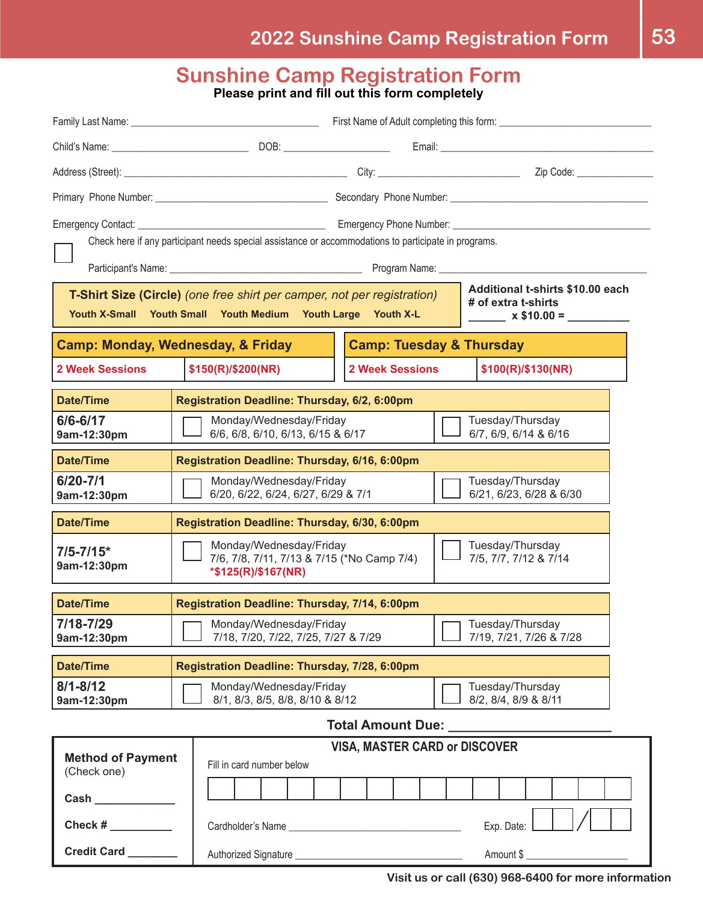# Sunshine Camp Registration Form

**Please print and fill out this form completely**

Family Last Name: ______________________ First Name of Adult completing this form: ______________________

Child's Name: ______________________ DOB: ______________ Email: ______________________

Address (Street): ______________________ City: ______________ Zip Code: __________

Primary Phone Number: ______________________ Secondary Phone Number: ______________________

Emergency Contact: ______________________ Emergency Phone Number: ______________________

☐ Check here if any participant needs special assistance or accommodations to participate in programs.

Participant's Name: ______________________ Program Name: ______________________

**T-Shirt Size (Circle)** *(one free shirt per camper, not per registration)*

**Youth X-Small Youth Small Youth Medium Youth Large Youth X-L**

**Additional t-shirts $10.00 each**
**# of extra t-shirts**
**______ x $10.00 = __________**

| Camp: Monday, Wednesday, & Friday | | Camp: Tuesday & Thursday | |
|---|---|---|---|
| 2 Week Sessions | $150(R)/$200(NR) | 2 Week Sessions | $100(R)/$130(NR) |

| Date/Time | Registration Deadline: Thursday, 6/2, 6:00pm | |
|---|---|---|
| **6/6-6/17** 9am-12:30pm | ☐ Monday/Wednesday/Friday 6/6, 6/8, 6/10, 6/13, 6/15 & 6/17 | ☐ Tuesday/Thursday 6/7, 6/9, 6/14 & 6/16 |
| **Date/Time** | **Registration Deadline: Thursday, 6/16, 6:00pm** | |
| **6/20-7/1** 9am-12:30pm | ☐ Monday/Wednesday/Friday 6/20, 6/22, 6/24, 6/27, 6/29 & 7/1 | ☐ Tuesday/Thursday 6/21, 6/23, 6/28 & 6/30 |
| **Date/Time** | **Registration Deadline: Thursday, 6/30, 6:00pm** | |
| **7/5-7/15*** 9am-12:30pm | ☐ Monday/Wednesday/Friday 7/6, 7/8, 7/11, 7/13 & 7/15 (*No Camp 7/4) *$125(R)/$167(NR) | ☐ Tuesday/Thursday 7/5, 7/7, 7/12 & 7/14 |
| **Date/Time** | **Registration Deadline: Thursday, 7/14, 6:00pm** | |
| **7/18-7/29** 9am-12:30pm | ☐ Monday/Wednesday/Friday 7/18, 7/20, 7/22, 7/25, 7/27 & 7/29 | ☐ Tuesday/Thursday 7/19, 7/21, 7/26 & 7/28 |
| **Date/Time** | **Registration Deadline: Thursday, 7/28, 6:00pm** | |
| **8/1-8/12** 9am-12:30pm | ☐ Monday/Wednesday/Friday 8/1, 8/3, 8/5, 8/8, 8/10 & 8/12 | ☐ Tuesday/Thursday 8/2, 8/4, 8/9 & 8/11 |

**Total Amount Due: ____________________**

**Method of Payment** (Check one)

**Cash** ____________

**Check #** __________

**Credit Card** ________

**VISA, MASTER CARD or DISCOVER**

Fill in card number below

Cardholder's Name ______________________ Exp. Date: ___/___

Authorized Signature ______________________ Amount $ ______________

**Visit us or call (630) 968-6400 for more information**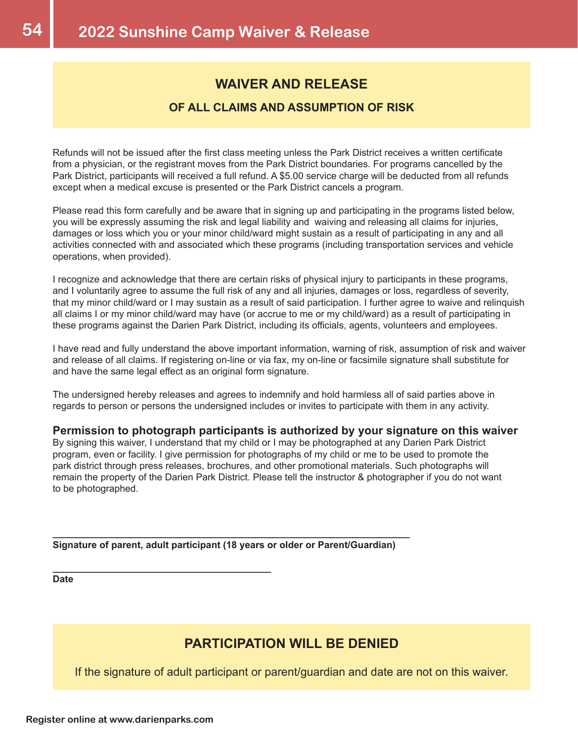# 2022 Sunshine Camp Waiver & Release

## WAIVER AND RELEASE

### OF ALL CLAIMS AND ASSUMPTION OF RISK

Refunds will not be issued after the first class meeting unless the Park District receives a written certificate from a physician, or the registrant moves from the Park District boundaries. For programs cancelled by the Park District, participants will received a full refund. A $5.00 service charge will be deducted from all refunds except when a medical excuse is presented or the Park District cancels a program.

Please read this form carefully and be aware that in signing up and participating in the programs listed below, you will be expressly assuming the risk and legal liability and waiving and releasing all claims for injuries, damages or loss which you or your minor child/ward might sustain as a result of participating in any and all activities connected with and associated which these programs (including transportation services and vehicle operations, when provided).

I recognize and acknowledge that there are certain risks of physical injury to participants in these programs, and I voluntarily agree to assume the full risk of any and all injuries, damages or loss, regardless of severity, that my minor child/ward or I may sustain as a result of said participation. I further agree to waive and relinquish all claims I or my minor child/ward may have (or accrue to me or my child/ward) as a result of participating in these programs against the Darien Park District, including its officials, agents, volunteers and employees.

I have read and fully understand the above important information, warning of risk, assumption of risk and waiver and release of all claims. If registering on-line or via fax, my on-line or facsimile signature shall substitute for and have the same legal effect as an original form signature.

The undersigned hereby releases and agrees to indemnify and hold harmless all of said parties above in regards to person or persons the undersigned includes or invites to participate with them in any activity.

**Permission to photograph participants is authorized by your signature on this waiver**

By signing this waiver, I understand that my child or I may be photographed at any Darien Park District program, even or facility. I give permission for photographs of my child or me to be used to promote the park district through press releases, brochures, and other promotional materials. Such photographs will remain the property of the Darien Park District. Please tell the instructor & photographer if you do not want to be photographed.

\_\_\_\_\_\_\_\_\_\_\_\_\_\_\_\_\_\_\_\_\_\_\_\_\_\_\_\_\_\_\_\_\_\_\_\_\_\_\_\_\_\_\_\_\_\_\_\_\_\_\_\_\_\_\_\_\_\_\_\_

**Signature of parent, adult participant (18 years or older or Parent/Guardian)**

\_\_\_\_\_\_\_\_\_\_\_\_\_\_\_\_\_\_\_\_\_\_\_\_\_\_\_\_\_\_\_\_\_\_\_\_\_\_\_\_

**Date**

## PARTICIPATION WILL BE DENIED

If the signature of adult participant or parent/guardian and date are not on this waiver.

**Register online at www.darienparks.com**